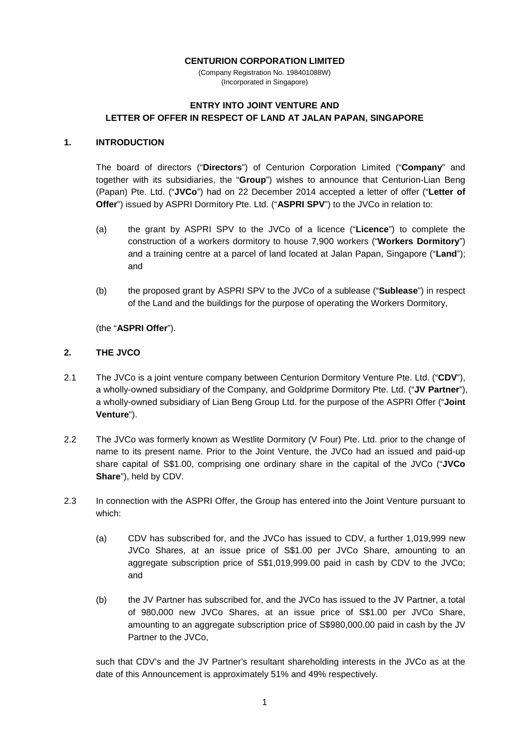**CENTURION CORPORATION LIMITED**

(Company Registration No. 198401088W)
(Incorporated in Singapore)

# ENTRY INTO JOINT VENTURE AND LETTER OF OFFER IN RESPECT OF LAND AT JALAN PAPAN, SINGAPORE

## 1. INTRODUCTION

The board of directors ("**Directors**") of Centurion Corporation Limited ("**Company**" and together with its subsidiaries, the "**Group**") wishes to announce that Centurion-Lian Beng (Papan) Pte. Ltd. ("**JVCo**") had on 22 December 2014 accepted a letter of offer ("**Letter of Offer**") issued by ASPRI Dormitory Pte. Ltd. ("**ASPRI SPV**") to the JVCo in relation to:

(a) the grant by ASPRI SPV to the JVCo of a licence ("**Licence**") to complete the construction of a workers dormitory to house 7,900 workers ("**Workers Dormitory**") and a training centre at a parcel of land located at Jalan Papan, Singapore ("**Land**"); and

(b) the proposed grant by ASPRI SPV to the JVCo of a sublease ("**Sublease**") in respect of the Land and the buildings for the purpose of operating the Workers Dormitory,

(the "**ASPRI Offer**").

## 2. THE JVCO

2.1 The JVCo is a joint venture company between Centurion Dormitory Venture Pte. Ltd. ("**CDV**"), a wholly-owned subsidiary of the Company, and Goldprime Dormitory Pte. Ltd. ("**JV Partner**"), a wholly-owned subsidiary of Lian Beng Group Ltd. for the purpose of the ASPRI Offer ("**Joint Venture**").

2.2 The JVCo was formerly known as Westlite Dormitory (V Four) Pte. Ltd. prior to the change of name to its present name. Prior to the Joint Venture, the JVCo had an issued and paid-up share capital of S$1.00, comprising one ordinary share in the capital of the JVCo ("**JVCo Share**"), held by CDV.

2.3 In connection with the ASPRI Offer, the Group has entered into the Joint Venture pursuant to which:

(a) CDV has subscribed for, and the JVCo has issued to CDV, a further 1,019,999 new JVCo Shares, at an issue price of S$1.00 per JVCo Share, amounting to an aggregate subscription price of S$1,019,999.00 paid in cash by CDV to the JVCo; and

(b) the JV Partner has subscribed for, and the JVCo has issued to the JV Partner, a total of 980,000 new JVCo Shares, at an issue price of S$1.00 per JVCo Share, amounting to an aggregate subscription price of S$980,000.00 paid in cash by the JV Partner to the JVCo,

such that CDV's and the JV Partner's resultant shareholding interests in the JVCo as at the date of this Announcement is approximately 51% and 49% respectively.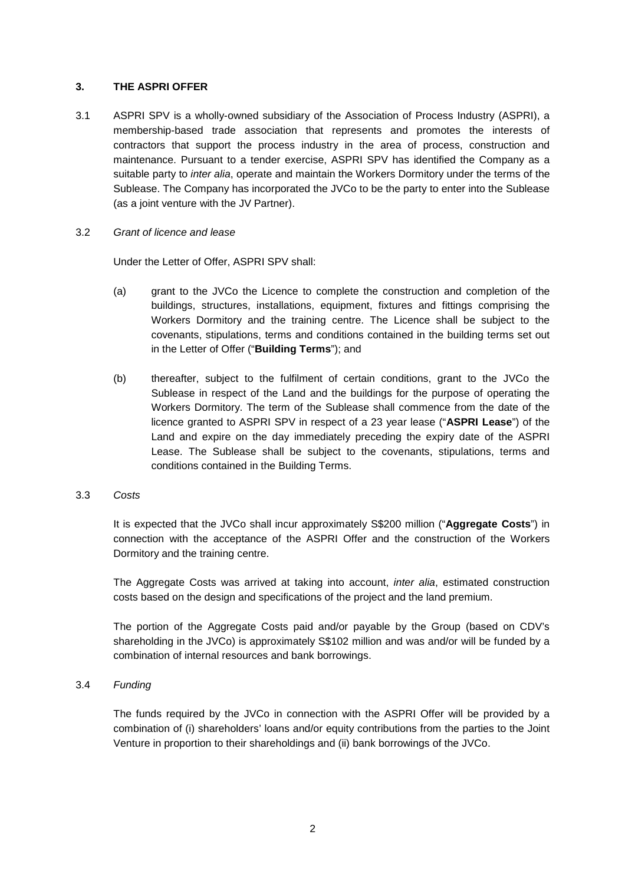## 3. THE ASPRI OFFER

3.1 ASPRI SPV is a wholly-owned subsidiary of the Association of Process Industry (ASPRI), a membership-based trade association that represents and promotes the interests of contractors that support the process industry in the area of process, construction and maintenance. Pursuant to a tender exercise, ASPRI SPV has identified the Company as a suitable party to *inter alia*, operate and maintain the Workers Dormitory under the terms of the Sublease. The Company has incorporated the JVCo to be the party to enter into the Sublease (as a joint venture with the JV Partner).

3.2 *Grant of licence and lease*

Under the Letter of Offer, ASPRI SPV shall:

(a) grant to the JVCo the Licence to complete the construction and completion of the buildings, structures, installations, equipment, fixtures and fittings comprising the Workers Dormitory and the training centre. The Licence shall be subject to the covenants, stipulations, terms and conditions contained in the building terms set out in the Letter of Offer ("**Building Terms**"); and

(b) thereafter, subject to the fulfilment of certain conditions, grant to the JVCo the Sublease in respect of the Land and the buildings for the purpose of operating the Workers Dormitory. The term of the Sublease shall commence from the date of the licence granted to ASPRI SPV in respect of a 23 year lease ("**ASPRI Lease**") of the Land and expire on the day immediately preceding the expiry date of the ASPRI Lease. The Sublease shall be subject to the covenants, stipulations, terms and conditions contained in the Building Terms.

3.3 *Costs*

It is expected that the JVCo shall incur approximately S$200 million ("**Aggregate Costs**") in connection with the acceptance of the ASPRI Offer and the construction of the Workers Dormitory and the training centre.

The Aggregate Costs was arrived at taking into account, *inter alia*, estimated construction costs based on the design and specifications of the project and the land premium.

The portion of the Aggregate Costs paid and/or payable by the Group (based on CDV's shareholding in the JVCo) is approximately S$102 million and was and/or will be funded by a combination of internal resources and bank borrowings.

3.4 *Funding*

The funds required by the JVCo in connection with the ASPRI Offer will be provided by a combination of (i) shareholders' loans and/or equity contributions from the parties to the Joint Venture in proportion to their shareholdings and (ii) bank borrowings of the JVCo.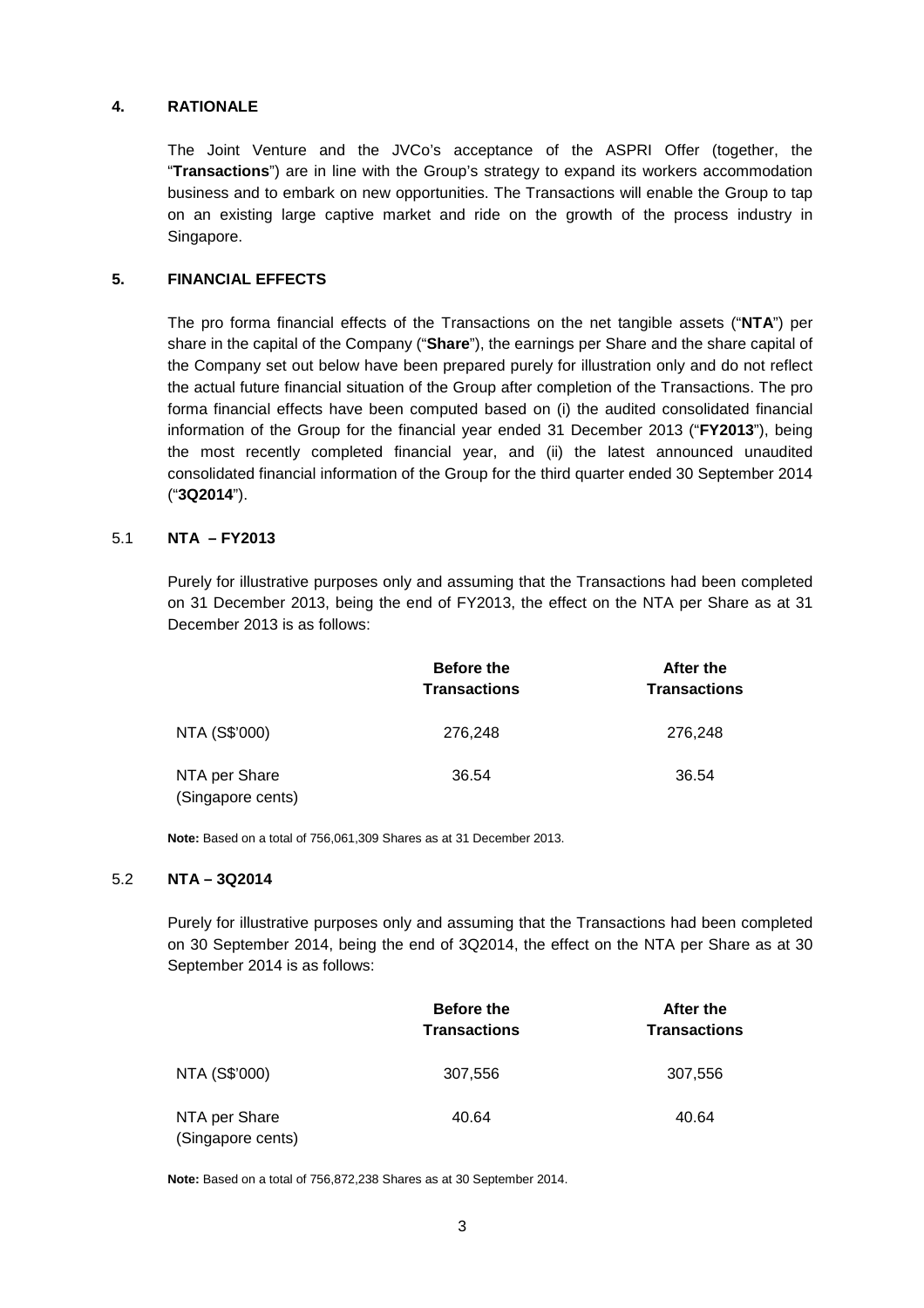## 4. RATIONALE

The Joint Venture and the JVCo's acceptance of the ASPRI Offer (together, the "**Transactions**") are in line with the Group's strategy to expand its workers accommodation business and to embark on new opportunities. The Transactions will enable the Group to tap on an existing large captive market and ride on the growth of the process industry in Singapore.

## 5. FINANCIAL EFFECTS

The pro forma financial effects of the Transactions on the net tangible assets ("**NTA**") per share in the capital of the Company ("**Share**"), the earnings per Share and the share capital of the Company set out below have been prepared purely for illustration only and do not reflect the actual future financial situation of the Group after completion of the Transactions. The pro forma financial effects have been computed based on (i) the audited consolidated financial information of the Group for the financial year ended 31 December 2013 ("**FY2013**"), being the most recently completed financial year, and (ii) the latest announced unaudited consolidated financial information of the Group for the third quarter ended 30 September 2014 ("**3Q2014**").

### 5.1 NTA – FY2013

Purely for illustrative purposes only and assuming that the Transactions had been completed on 31 December 2013, being the end of FY2013, the effect on the NTA per Share as at 31 December 2013 is as follows:

| | Before the Transactions | After the Transactions |
|---|---|---|
| NTA (S$'000) | 276,248 | 276,248 |
| NTA per Share (Singapore cents) | 36.54 | 36.54 |

**Note:** Based on a total of 756,061,309 Shares as at 31 December 2013.

### 5.2 NTA – 3Q2014

Purely for illustrative purposes only and assuming that the Transactions had been completed on 30 September 2014, being the end of 3Q2014, the effect on the NTA per Share as at 30 September 2014 is as follows:

| | Before the Transactions | After the Transactions |
|---|---|---|
| NTA (S$'000) | 307,556 | 307,556 |
| NTA per Share (Singapore cents) | 40.64 | 40.64 |

**Note:** Based on a total of 756,872,238 Shares as at 30 September 2014.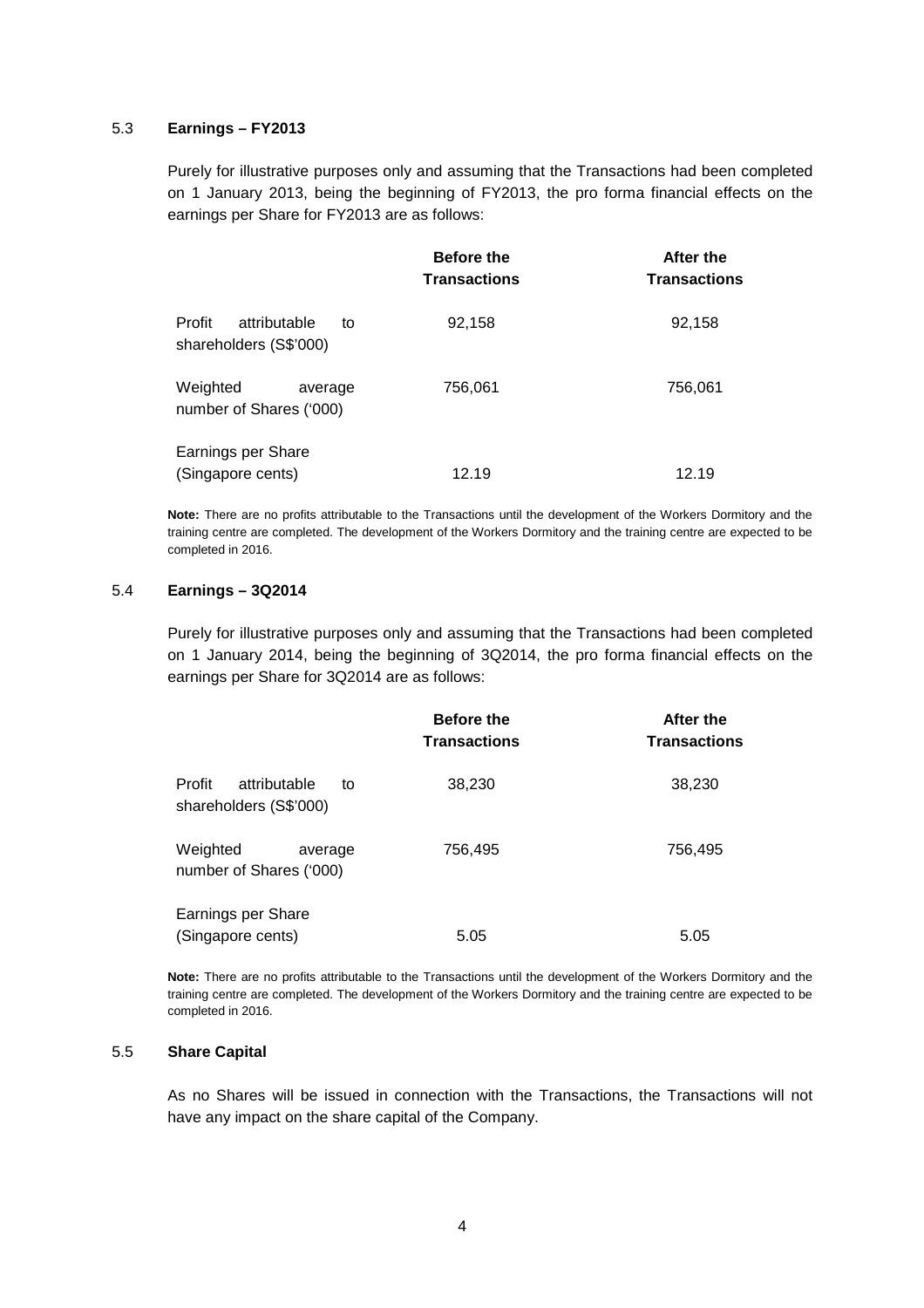### 5.3 **Earnings – FY2013**

Purely for illustrative purposes only and assuming that the Transactions had been completed on 1 January 2013, being the beginning of FY2013, the pro forma financial effects on the earnings per Share for FY2013 are as follows:

| | **Before the Transactions** | **After the Transactions** |
|---|---|---|
| Profit attributable to shareholders (S$'000) | 92,158 | 92,158 |
| Weighted average number of Shares ('000) | 756,061 | 756,061 |
| Earnings per Share (Singapore cents) | 12.19 | 12.19 |

**Note:** There are no profits attributable to the Transactions until the development of the Workers Dormitory and the training centre are completed. The development of the Workers Dormitory and the training centre are expected to be completed in 2016.

### 5.4 **Earnings – 3Q2014**

Purely for illustrative purposes only and assuming that the Transactions had been completed on 1 January 2014, being the beginning of 3Q2014, the pro forma financial effects on the earnings per Share for 3Q2014 are as follows:

| | **Before the Transactions** | **After the Transactions** |
|---|---|---|
| Profit attributable to shareholders (S$'000) | 38,230 | 38,230 |
| Weighted average number of Shares ('000) | 756,495 | 756,495 |
| Earnings per Share (Singapore cents) | 5.05 | 5.05 |

**Note:** There are no profits attributable to the Transactions until the development of the Workers Dormitory and the training centre are completed. The development of the Workers Dormitory and the training centre are expected to be completed in 2016.

### 5.5 **Share Capital**

As no Shares will be issued in connection with the Transactions, the Transactions will not have any impact on the share capital of the Company.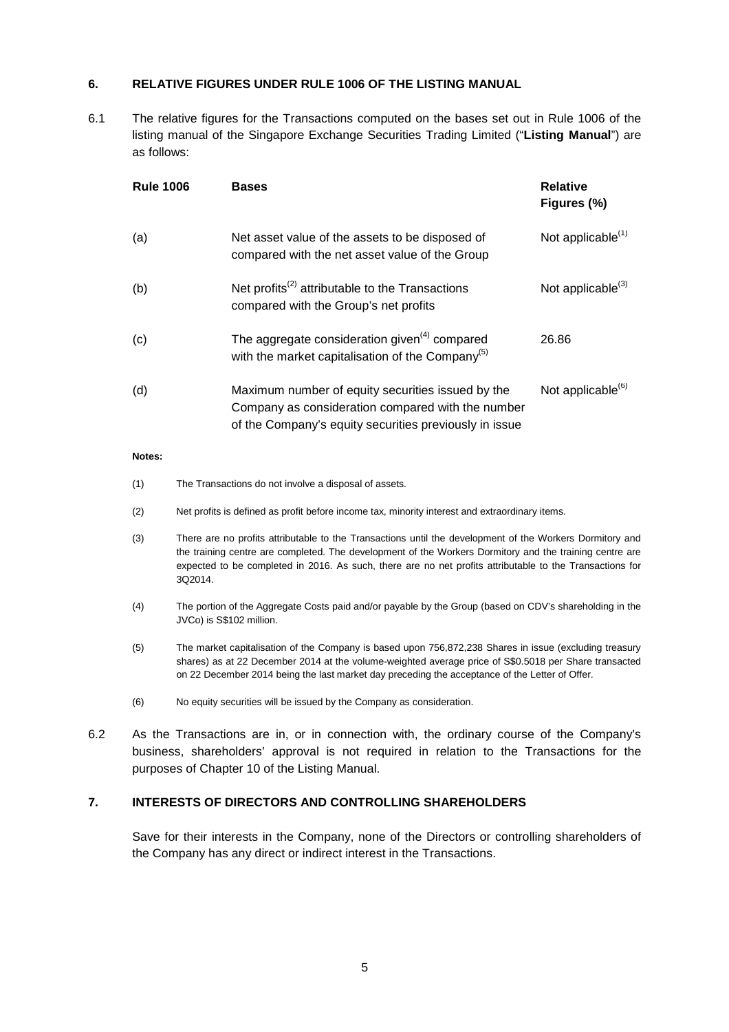## 6. RELATIVE FIGURES UNDER RULE 1006 OF THE LISTING MANUAL

6.1 The relative figures for the Transactions computed on the bases set out in Rule 1006 of the listing manual of the Singapore Exchange Securities Trading Limited ("**Listing Manual**") are as follows:

| Rule 1006 | Bases | Relative Figures (%) |
|---|---|---|
| (a) | Net asset value of the assets to be disposed of compared with the net asset value of the Group | Not applicable[(1)] |
| (b) | Net profits[(2)] attributable to the Transactions compared with the Group's net profits | Not applicable[(3)] |
| (c) | The aggregate consideration given[(4)] compared with the market capitalisation of the Company[(5)] | 26.86 |
| (d) | Maximum number of equity securities issued by the Company as consideration compared with the number of the Company's equity securities previously in issue | Not applicable[(6)] |

**Notes:**

(1) The Transactions do not involve a disposal of assets.

(2) Net profits is defined as profit before income tax, minority interest and extraordinary items.

(3) There are no profits attributable to the Transactions until the development of the Workers Dormitory and the training centre are completed. The development of the Workers Dormitory and the training centre are expected to be completed in 2016. As such, there are no net profits attributable to the Transactions for 3Q2014.

(4) The portion of the Aggregate Costs paid and/or payable by the Group (based on CDV's shareholding in the JVCo) is S$102 million.

(5) The market capitalisation of the Company is based upon 756,872,238 Shares in issue (excluding treasury shares) as at 22 December 2014 at the volume-weighted average price of S$0.5018 per Share transacted on 22 December 2014 being the last market day preceding the acceptance of the Letter of Offer.

(6) No equity securities will be issued by the Company as consideration.

6.2 As the Transactions are in, or in connection with, the ordinary course of the Company's business, shareholders' approval is not required in relation to the Transactions for the purposes of Chapter 10 of the Listing Manual.

## 7. INTERESTS OF DIRECTORS AND CONTROLLING SHAREHOLDERS

Save for their interests in the Company, none of the Directors or controlling shareholders of the Company has any direct or indirect interest in the Transactions.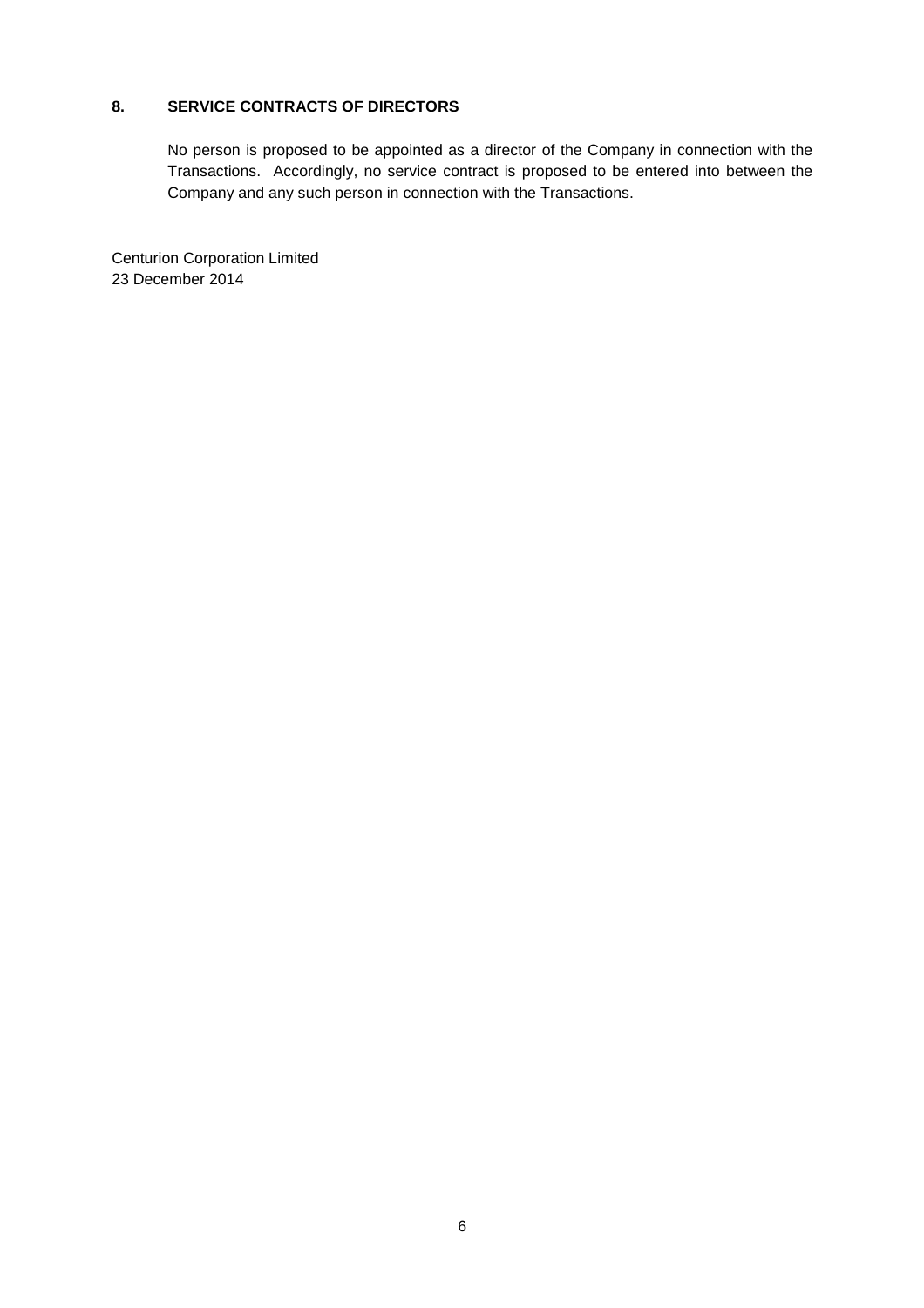## 8. SERVICE CONTRACTS OF DIRECTORS

No person is proposed to be appointed as a director of the Company in connection with the Transactions. Accordingly, no service contract is proposed to be entered into between the Company and any such person in connection with the Transactions.

Centurion Corporation Limited
23 December 2014